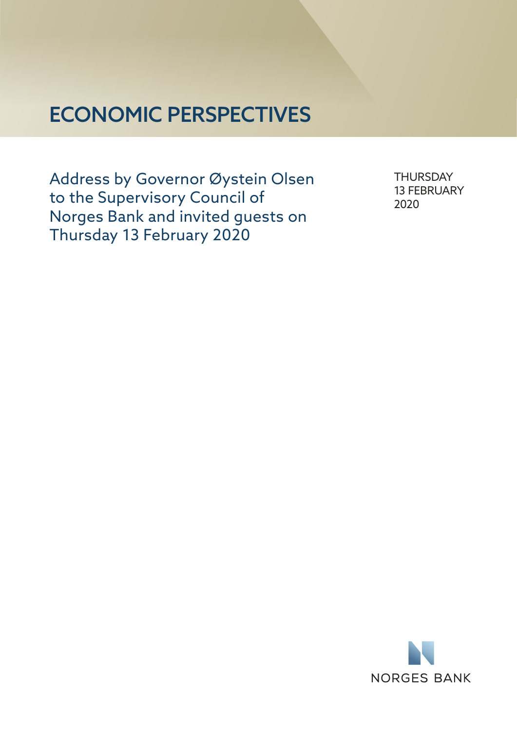# ECONOMIC PERSPECTIVES

Address by Governor Øystein Olsen to the Supervisory Council of Norges Bank and invited guests on Thursday 13 February 2020

THURSDAY
13 FEBRUARY
2020

NORGES BANK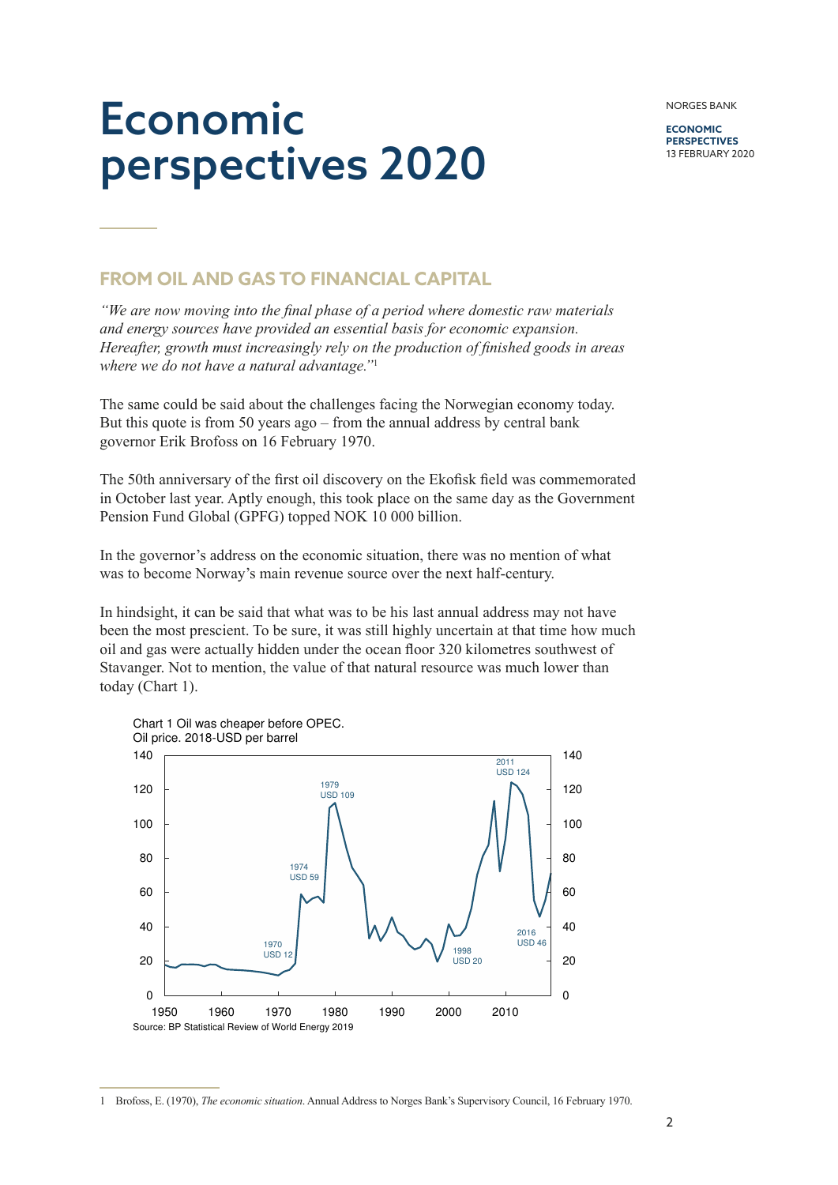# Economic perspectives 2020

## FROM OIL AND GAS TO FINANCIAL CAPITAL

*"We are now moving into the final phase of a period where domestic raw materials and energy sources have provided an essential basis for economic expansion. Hereafter, growth must increasingly rely on the production of finished goods in areas where we do not have a natural advantage."*[1]

The same could be said about the challenges facing the Norwegian economy today. But this quote is from 50 years ago – from the annual address by central bank governor Erik Brofoss on 16 February 1970.

The 50th anniversary of the first oil discovery on the Ekofisk field was commemorated in October last year. Aptly enough, this took place on the same day as the Government Pension Fund Global (GPFG) topped NOK 10 000 billion.

In the governor's address on the economic situation, there was no mention of what was to become Norway's main revenue source over the next half-century.

In hindsight, it can be said that what was to be his last annual address may not have been the most prescient. To be sure, it was still highly uncertain at that time how much oil and gas were actually hidden under the ocean floor 320 kilometres southwest of Stavanger. Not to mention, the value of that natural resource was much lower than today (Chart 1).

Chart 1 Oil was cheaper before OPEC.
Oil price. 2018-USD per barrel

Source: BP Statistical Review of World Energy 2019

1 Brofoss, E. (1970), *The economic situation*. Annual Address to Norges Bank's Supervisory Council, 16 February 1970.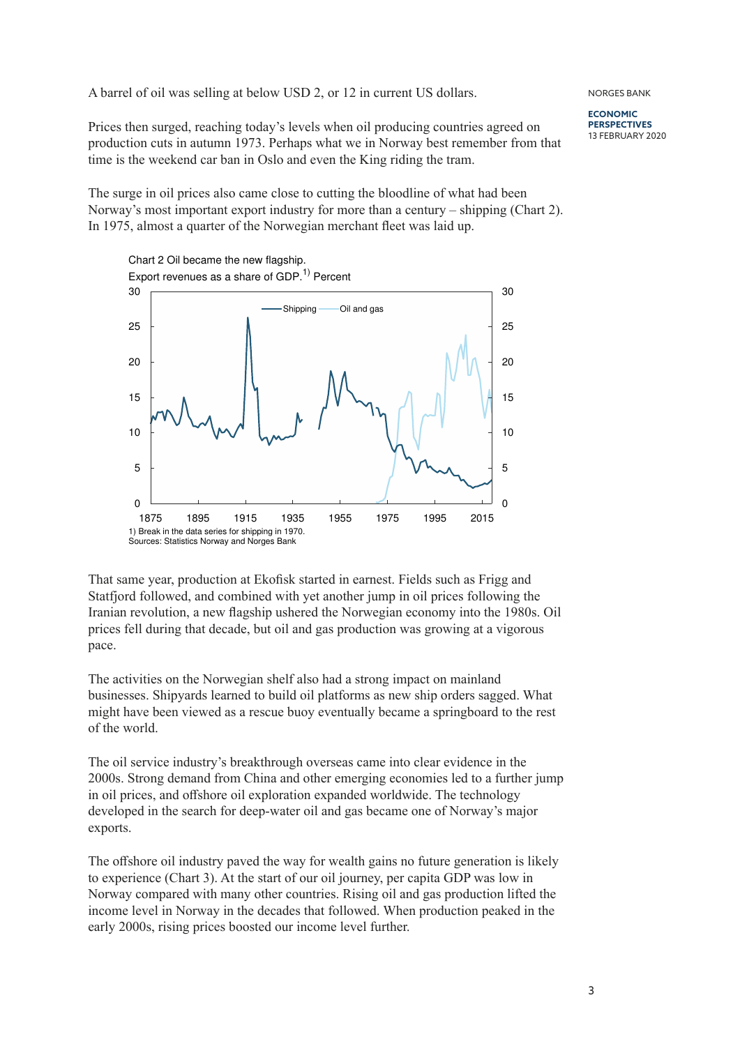A barrel of oil was selling at below USD 2, or 12 in current US dollars.

Prices then surged, reaching today's levels when oil producing countries agreed on production cuts in autumn 1973. Perhaps what we in Norway best remember from that time is the weekend car ban in Oslo and even the King riding the tram.

The surge in oil prices also came close to cutting the bloodline of what had been Norway's most important export industry for more than a century – shipping (Chart 2). In 1975, almost a quarter of the Norwegian merchant fleet was laid up.

Chart 2 Oil became the new flagship.
Export revenues as a share of GDP.[1)] Percent

1) Break in the data series for shipping in 1970.
Sources: Statistics Norway and Norges Bank

That same year, production at Ekofisk started in earnest. Fields such as Frigg and Statfjord followed, and combined with yet another jump in oil prices following the Iranian revolution, a new flagship ushered the Norwegian economy into the 1980s. Oil prices fell during that decade, but oil and gas production was growing at a vigorous pace.

The activities on the Norwegian shelf also had a strong impact on mainland businesses. Shipyards learned to build oil platforms as new ship orders sagged. What might have been viewed as a rescue buoy eventually became a springboard to the rest of the world.

The oil service industry's breakthrough overseas came into clear evidence in the 2000s. Strong demand from China and other emerging economies led to a further jump in oil prices, and offshore oil exploration expanded worldwide. The technology developed in the search for deep-water oil and gas became one of Norway's major exports.

The offshore oil industry paved the way for wealth gains no future generation is likely to experience (Chart 3). At the start of our oil journey, per capita GDP was low in Norway compared with many other countries. Rising oil and gas production lifted the income level in Norway in the decades that followed. When production peaked in the early 2000s, rising prices boosted our income level further.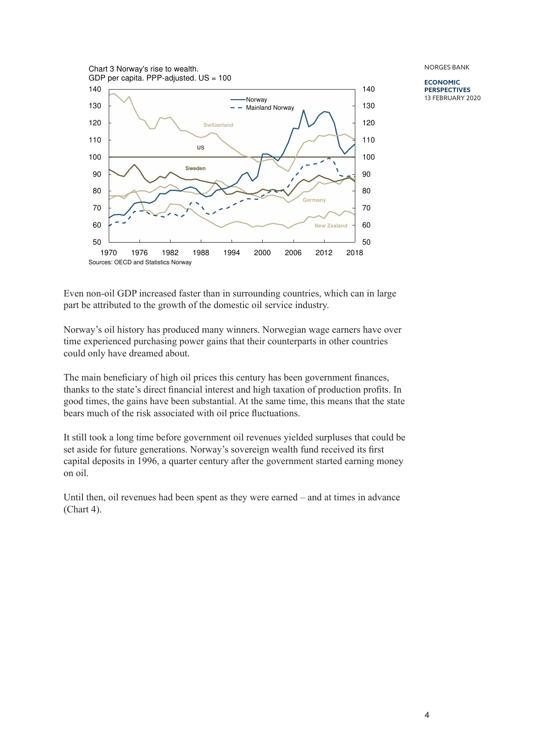Chart 3 Norway's rise to wealth.
GDP per capita. PPP-adjusted. US = 100

Sources: OECD and Statistics Norway

Even non-oil GDP increased faster than in surrounding countries, which can in large part be attributed to the growth of the domestic oil service industry.

Norway's oil history has produced many winners. Norwegian wage earners have over time experienced purchasing power gains that their counterparts in other countries could only have dreamed about.

The main beneficiary of high oil prices this century has been government finances, thanks to the state's direct financial interest and high taxation of production profits. In good times, the gains have been substantial. At the same time, this means that the state bears much of the risk associated with oil price fluctuations.

It still took a long time before government oil revenues yielded surpluses that could be set aside for future generations. Norway's sovereign wealth fund received its first capital deposits in 1996, a quarter century after the government started earning money on oil.

Until then, oil revenues had been spent as they were earned – and at times in advance (Chart 4).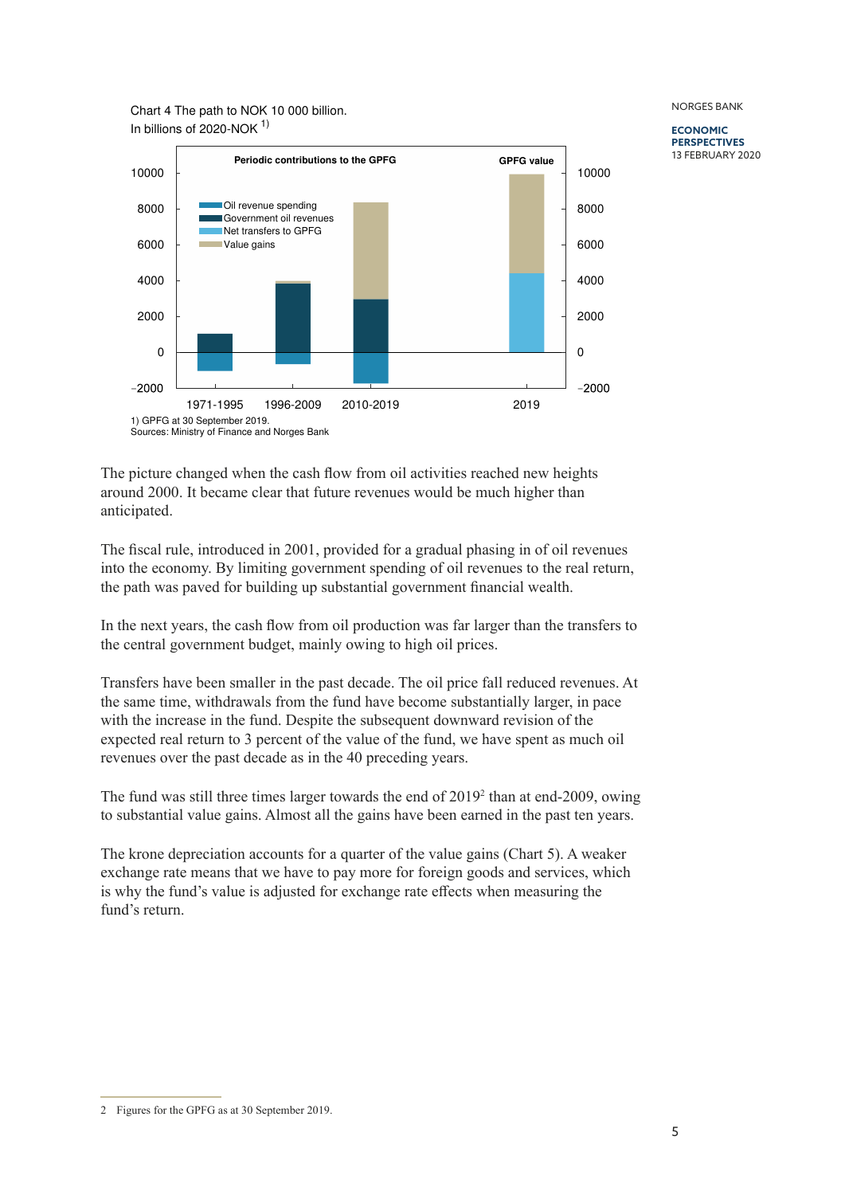Chart 4 The path to NOK 10 000 billion.
In billions of 2020-NOK [1)]

1) GPFG at 30 September 2019.
Sources: Ministry of Finance and Norges Bank

The picture changed when the cash flow from oil activities reached new heights around 2000. It became clear that future revenues would be much higher than anticipated.

The fiscal rule, introduced in 2001, provided for a gradual phasing in of oil revenues into the economy. By limiting government spending of oil revenues to the real return, the path was paved for building up substantial government financial wealth.

In the next years, the cash flow from oil production was far larger than the transfers to the central government budget, mainly owing to high oil prices.

Transfers have been smaller in the past decade. The oil price fall reduced revenues. At the same time, withdrawals from the fund have become substantially larger, in pace with the increase in the fund. Despite the subsequent downward revision of the expected real return to 3 percent of the value of the fund, we have spent as much oil revenues over the past decade as in the 40 preceding years.

The fund was still three times larger towards the end of 2019[2] than at end-2009, owing to substantial value gains. Almost all the gains have been earned in the past ten years.

The krone depreciation accounts for a quarter of the value gains (Chart 5). A weaker exchange rate means that we have to pay more for foreign goods and services, which is why the fund's value is adjusted for exchange rate effects when measuring the fund's return.

2 Figures for the GPFG as at 30 September 2019.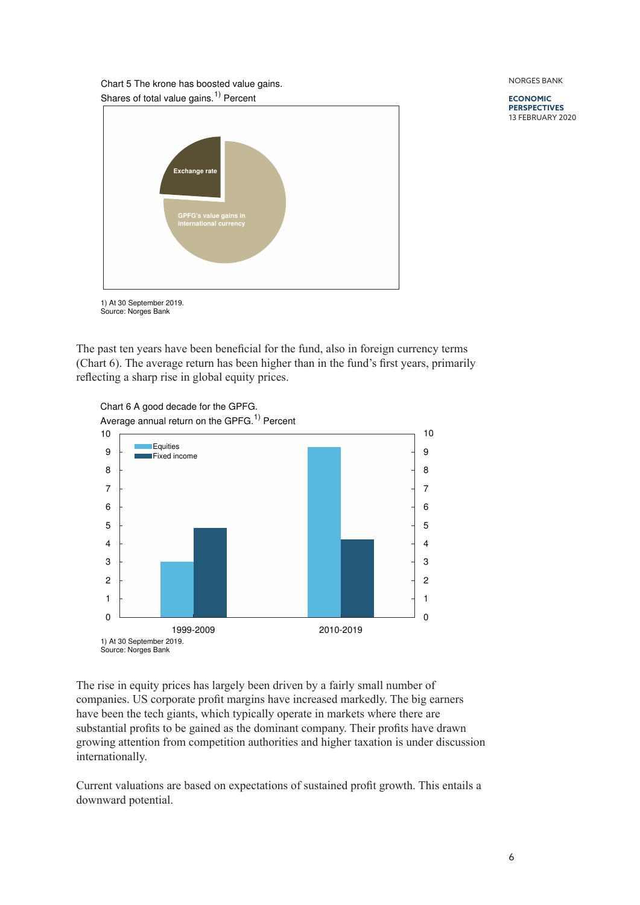Chart 5 The krone has boosted value gains.
Shares of total value gains.[1] Percent

Exchange rate

GPFG's value gains in international currency

1) At 30 September 2019.
Source: Norges Bank

The past ten years have been beneficial for the fund, also in foreign currency terms (Chart 6). The average return has been higher than in the fund's first years, primarily reflecting a sharp rise in global equity prices.

Chart 6 A good decade for the GPFG.
Average annual return on the GPFG.[1] Percent

Equities
Fixed income

1999-2009
2010-2019

1) At 30 September 2019.
Source: Norges Bank

The rise in equity prices has largely been driven by a fairly small number of companies. US corporate profit margins have increased markedly. The big earners have been the tech giants, which typically operate in markets where there are substantial profits to be gained as the dominant company. Their profits have drawn growing attention from competition authorities and higher taxation is under discussion internationally.

Current valuations are based on expectations of sustained profit growth. This entails a downward potential.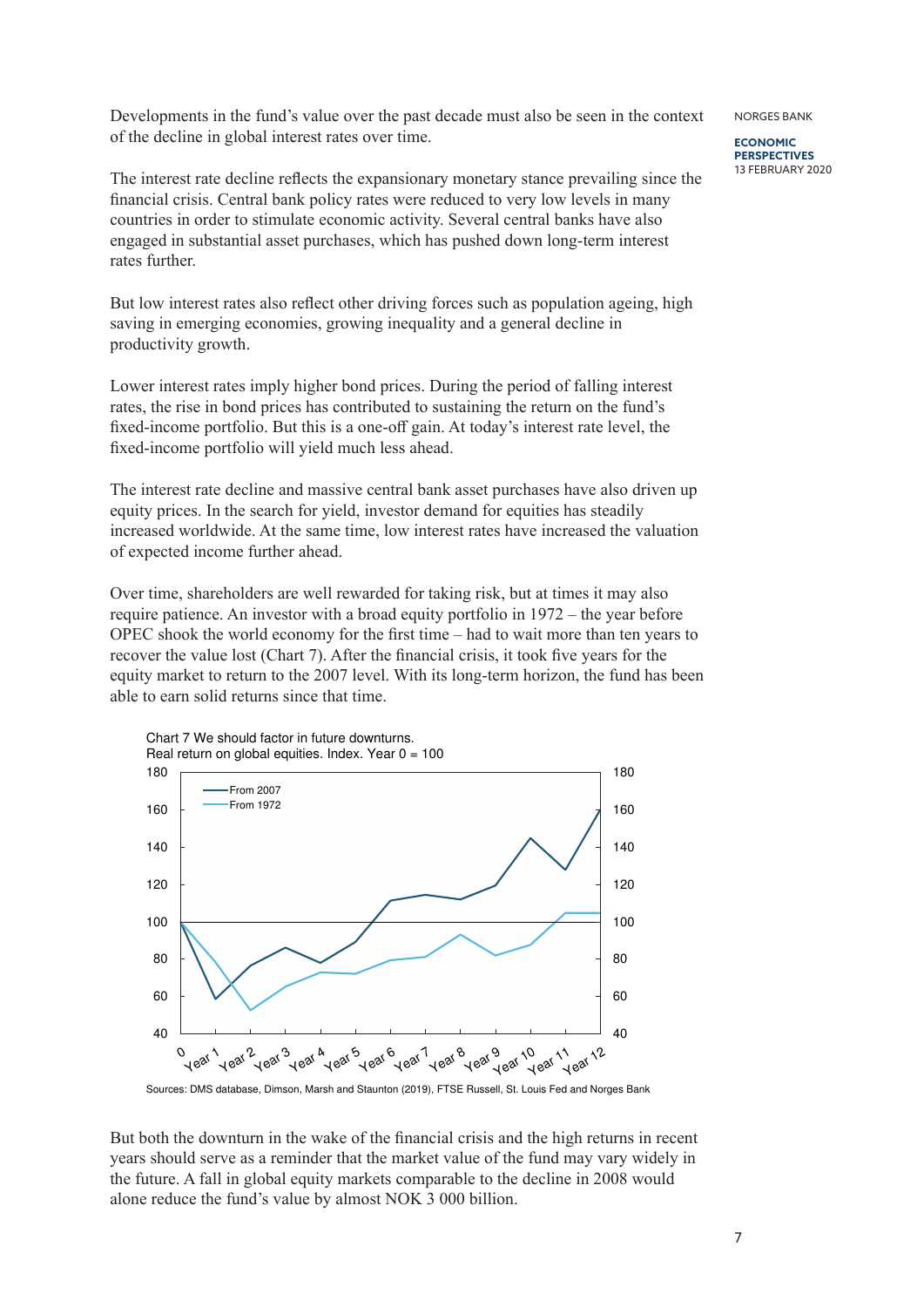Developments in the fund's value over the past decade must also be seen in the context of the decline in global interest rates over time.

The interest rate decline reflects the expansionary monetary stance prevailing since the financial crisis. Central bank policy rates were reduced to very low levels in many countries in order to stimulate economic activity. Several central banks have also engaged in substantial asset purchases, which has pushed down long-term interest rates further.

But low interest rates also reflect other driving forces such as population ageing, high saving in emerging economies, growing inequality and a general decline in productivity growth.

Lower interest rates imply higher bond prices. During the period of falling interest rates, the rise in bond prices has contributed to sustaining the return on the fund's fixed-income portfolio. But this is a one-off gain. At today's interest rate level, the fixed-income portfolio will yield much less ahead.

The interest rate decline and massive central bank asset purchases have also driven up equity prices. In the search for yield, investor demand for equities has steadily increased worldwide. At the same time, low interest rates have increased the valuation of expected income further ahead.

Over time, shareholders are well rewarded for taking risk, but at times it may also require patience. An investor with a broad equity portfolio in 1972 – the year before OPEC shook the world economy for the first time – had to wait more than ten years to recover the value lost (Chart 7). After the financial crisis, it took five years for the equity market to return to the 2007 level. With its long-term horizon, the fund has been able to earn solid returns since that time.

Chart 7 We should factor in future downturns.
Real return on global equities. Index. Year 0 = 100

Sources: DMS database, Dimson, Marsh and Staunton (2019), FTSE Russell, St. Louis Fed and Norges Bank

But both the downturn in the wake of the financial crisis and the high returns in recent years should serve as a reminder that the market value of the fund may vary widely in the future. A fall in global equity markets comparable to the decline in 2008 would alone reduce the fund's value by almost NOK 3 000 billion.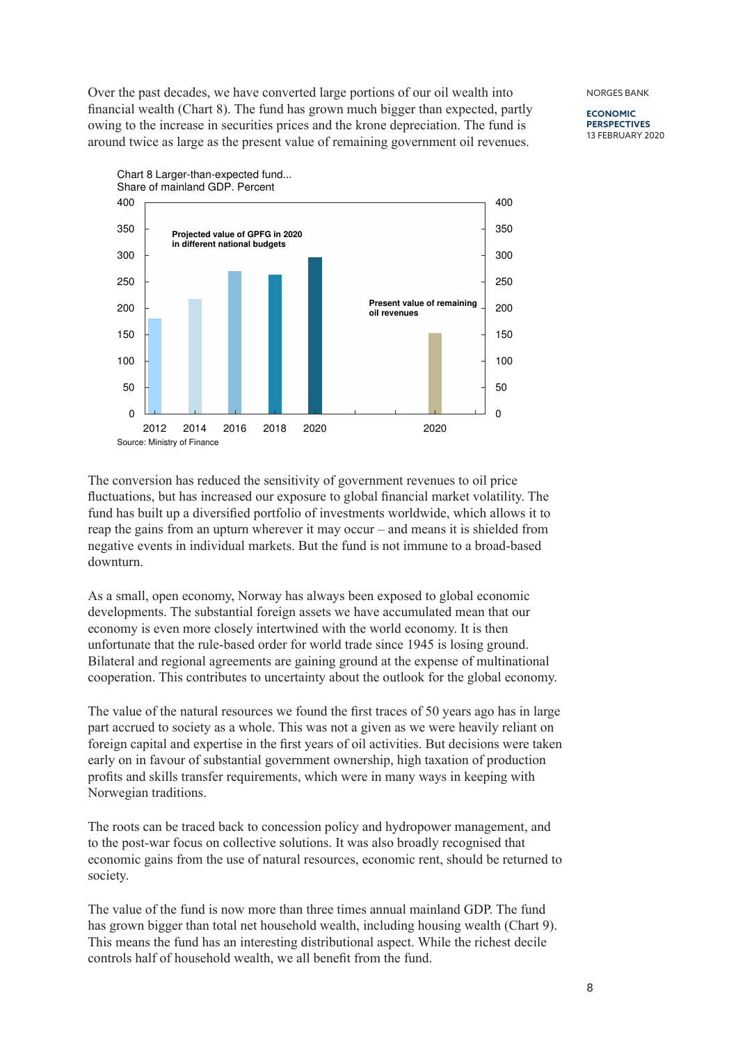Over the past decades, we have converted large portions of our oil wealth into financial wealth (Chart 8). The fund has grown much bigger than expected, partly owing to the increase in securities prices and the krone depreciation. The fund is around twice as large as the present value of remaining government oil revenues.

Chart 8 Larger-than-expected fund...
Share of mainland GDP. Percent

Source: Ministry of Finance

The conversion has reduced the sensitivity of government revenues to oil price fluctuations, but has increased our exposure to global financial market volatility. The fund has built up a diversified portfolio of investments worldwide, which allows it to reap the gains from an upturn wherever it may occur – and means it is shielded from negative events in individual markets. But the fund is not immune to a broad-based downturn.

As a small, open economy, Norway has always been exposed to global economic developments. The substantial foreign assets we have accumulated mean that our economy is even more closely intertwined with the world economy. It is then unfortunate that the rule-based order for world trade since 1945 is losing ground. Bilateral and regional agreements are gaining ground at the expense of multinational cooperation. This contributes to uncertainty about the outlook for the global economy.

The value of the natural resources we found the first traces of 50 years ago has in large part accrued to society as a whole. This was not a given as we were heavily reliant on foreign capital and expertise in the first years of oil activities. But decisions were taken early on in favour of substantial government ownership, high taxation of production profits and skills transfer requirements, which were in many ways in keeping with Norwegian traditions.

The roots can be traced back to concession policy and hydropower management, and to the post-war focus on collective solutions. It was also broadly recognised that economic gains from the use of natural resources, economic rent, should be returned to society.

The value of the fund is now more than three times annual mainland GDP. The fund has grown bigger than total net household wealth, including housing wealth (Chart 9). This means the fund has an interesting distributional aspect. While the richest decile controls half of household wealth, we all benefit from the fund.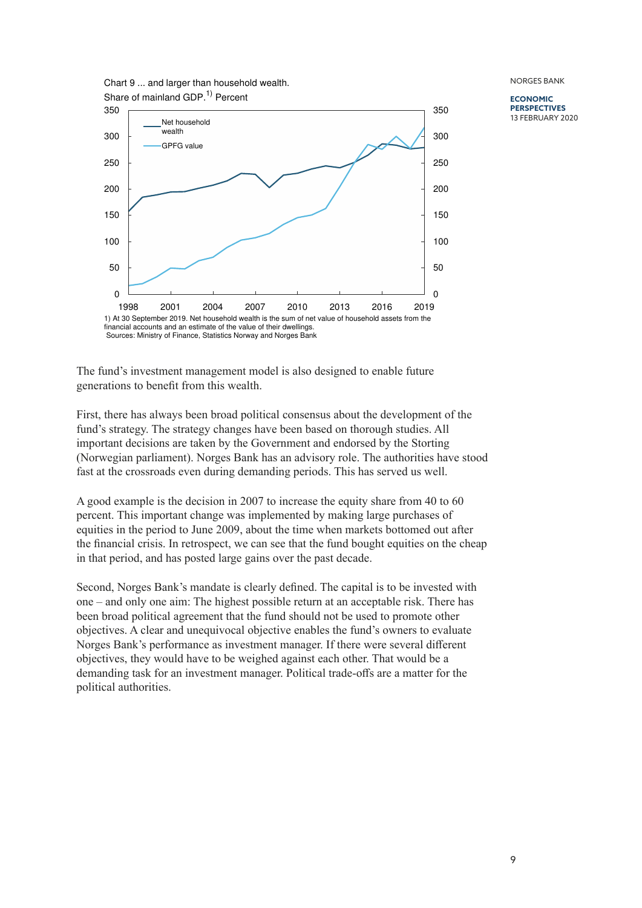Chart 9 ... and larger than household wealth.
Share of mainland GDP.[1] Percent

1) At 30 September 2019. Net household wealth is the sum of net value of household assets from the financial accounts and an estimate of the value of their dwellings.
Sources: Ministry of Finance, Statistics Norway and Norges Bank

The fund's investment management model is also designed to enable future generations to benefit from this wealth.

First, there has always been broad political consensus about the development of the fund's strategy. The strategy changes have been based on thorough studies. All important decisions are taken by the Government and endorsed by the Storting (Norwegian parliament). Norges Bank has an advisory role. The authorities have stood fast at the crossroads even during demanding periods. This has served us well.

A good example is the decision in 2007 to increase the equity share from 40 to 60 percent. This important change was implemented by making large purchases of equities in the period to June 2009, about the time when markets bottomed out after the financial crisis. In retrospect, we can see that the fund bought equities on the cheap in that period, and has posted large gains over the past decade.

Second, Norges Bank's mandate is clearly defined. The capital is to be invested with one – and only one aim: The highest possible return at an acceptable risk. There has been broad political agreement that the fund should not be used to promote other objectives. A clear and unequivocal objective enables the fund's owners to evaluate Norges Bank's performance as investment manager. If there were several different objectives, they would have to be weighed against each other. That would be a demanding task for an investment manager. Political trade-offs are a matter for the political authorities.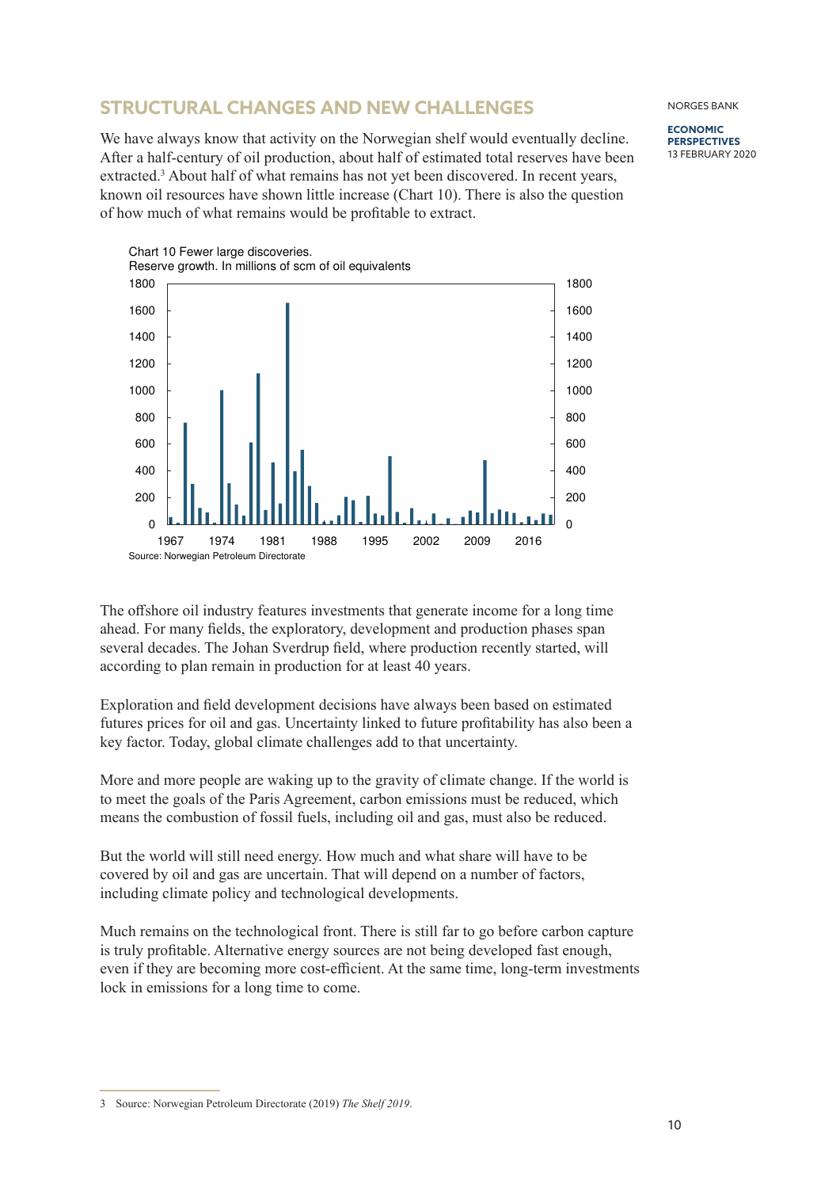## STRUCTURAL CHANGES AND NEW CHALLENGES

We have always know that activity on the Norwegian shelf would eventually decline. After a half-century of oil production, about half of estimated total reserves have been extracted.[3] About half of what remains has not yet been discovered. In recent years, known oil resources have shown little increase (Chart 10). There is also the question of how much of what remains would be profitable to extract.

Chart 10 Fewer large discoveries.
Reserve growth. In millions of scm of oil equivalents

Source: Norwegian Petroleum Directorate

The offshore oil industry features investments that generate income for a long time ahead. For many fields, the exploratory, development and production phases span several decades. The Johan Sverdrup field, where production recently started, will according to plan remain in production for at least 40 years.

Exploration and field development decisions have always been based on estimated futures prices for oil and gas. Uncertainty linked to future profitability has also been a key factor. Today, global climate challenges add to that uncertainty.

More and more people are waking up to the gravity of climate change. If the world is to meet the goals of the Paris Agreement, carbon emissions must be reduced, which means the combustion of fossil fuels, including oil and gas, must also be reduced.

But the world will still need energy. How much and what share will have to be covered by oil and gas are uncertain. That will depend on a number of factors, including climate policy and technological developments.

Much remains on the technological front. There is still far to go before carbon capture is truly profitable. Alternative energy sources are not being developed fast enough, even if they are becoming more cost-efficient. At the same time, long-term investments lock in emissions for a long time to come.

---

3 Source: Norwegian Petroleum Directorate (2019) *The Shelf 2019*.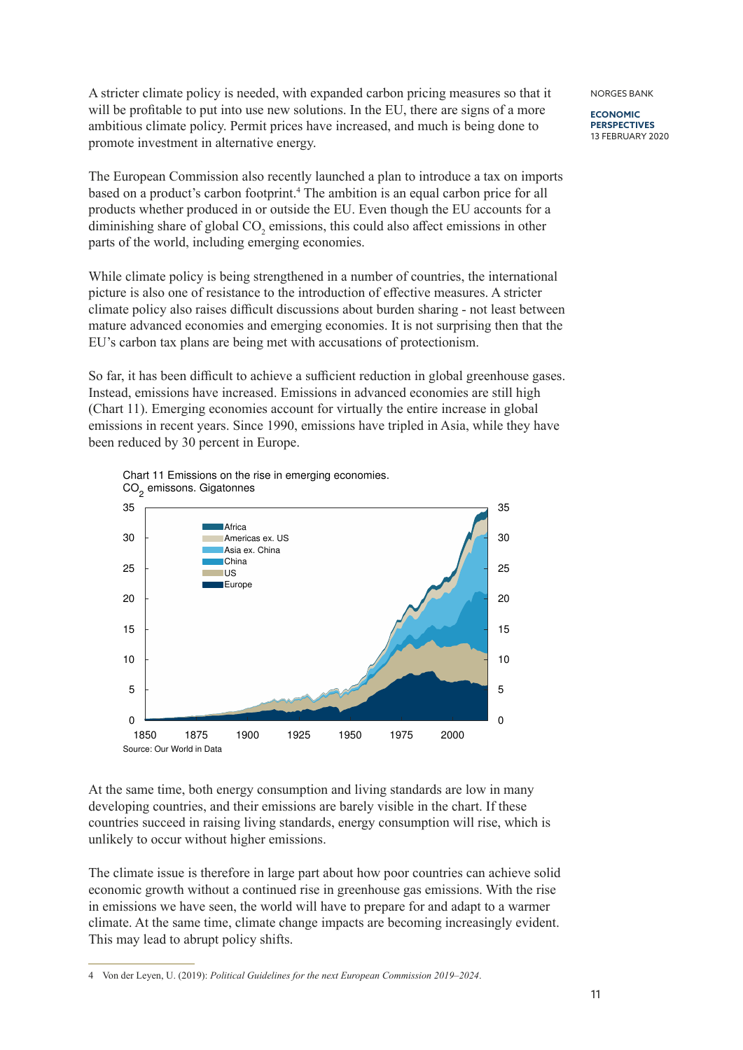A stricter climate policy is needed, with expanded carbon pricing measures so that it will be profitable to put into use new solutions. In the EU, there are signs of a more ambitious climate policy. Permit prices have increased, and much is being done to promote investment in alternative energy.

The European Commission also recently launched a plan to introduce a tax on imports based on a product's carbon footprint.[4] The ambition is an equal carbon price for all products whether produced in or outside the EU. Even though the EU accounts for a diminishing share of global $CO_2$ emissions, this could also affect emissions in other parts of the world, including emerging economies.

While climate policy is being strengthened in a number of countries, the international picture is also one of resistance to the introduction of effective measures. A stricter climate policy also raises difficult discussions about burden sharing - not least between mature advanced economies and emerging economies. It is not surprising then that the EU's carbon tax plans are being met with accusations of protectionism.

So far, it has been difficult to achieve a sufficient reduction in global greenhouse gases. Instead, emissions have increased. Emissions in advanced economies are still high (Chart 11). Emerging economies account for virtually the entire increase in global emissions in recent years. Since 1990, emissions have tripled in Asia, while they have been reduced by 30 percent in Europe.

Chart 11 Emissions on the rise in emerging economies.
$CO_2$ emissons. Gigatonnes

Source: Our World in Data

At the same time, both energy consumption and living standards are low in many developing countries, and their emissions are barely visible in the chart. If these countries succeed in raising living standards, energy consumption will rise, which is unlikely to occur without higher emissions.

The climate issue is therefore in large part about how poor countries can achieve solid economic growth without a continued rise in greenhouse gas emissions. With the rise in emissions we have seen, the world will have to prepare for and adapt to a warmer climate. At the same time, climate change impacts are becoming increasingly evident. This may lead to abrupt policy shifts.

4 Von der Leyen, U. (2019): *Political Guidelines for the next European Commission 2019–2024*.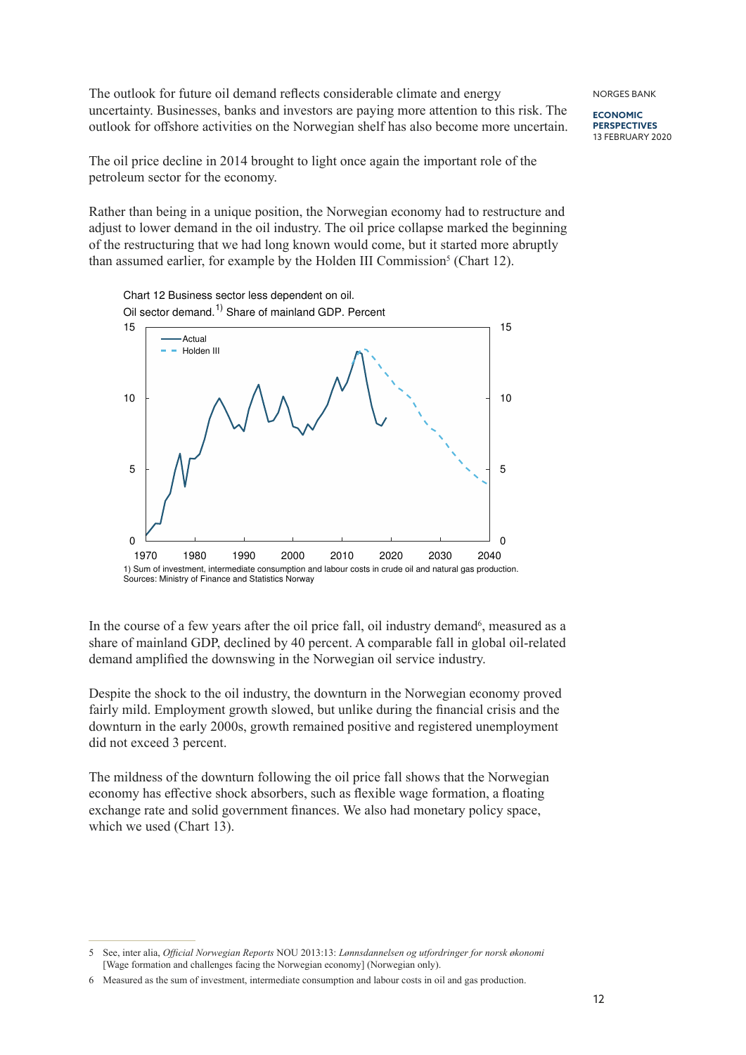The outlook for future oil demand reflects considerable climate and energy uncertainty. Businesses, banks and investors are paying more attention to this risk. The outlook for offshore activities on the Norwegian shelf has also become more uncertain.

The oil price decline in 2014 brought to light once again the important role of the petroleum sector for the economy.

Rather than being in a unique position, the Norwegian economy had to restructure and adjust to lower demand in the oil industry. The oil price collapse marked the beginning of the restructuring that we had long known would come, but it started more abruptly than assumed earlier, for example by the Holden III Commission[5] (Chart 12).

Chart 12 Business sector less dependent on oil.
Oil sector demand.[1)] Share of mainland GDP. Percent

1) Sum of investment, intermediate consumption and labour costs in crude oil and natural gas production.
Sources: Ministry of Finance and Statistics Norway

In the course of a few years after the oil price fall, oil industry demand[6], measured as a share of mainland GDP, declined by 40 percent. A comparable fall in global oil-related demand amplified the downswing in the Norwegian oil service industry.

Despite the shock to the oil industry, the downturn in the Norwegian economy proved fairly mild. Employment growth slowed, but unlike during the financial crisis and the downturn in the early 2000s, growth remained positive and registered unemployment did not exceed 3 percent.

The mildness of the downturn following the oil price fall shows that the Norwegian economy has effective shock absorbers, such as flexible wage formation, a floating exchange rate and solid government finances. We also had monetary policy space, which we used (Chart 13).

5 See, inter alia, *Official Norwegian Reports* NOU 2013:13: *Lønnsdannelsen og utfordringer for norsk økonomi* [Wage formation and challenges facing the Norwegian economy] (Norwegian only).

6 Measured as the sum of investment, intermediate consumption and labour costs in oil and gas production.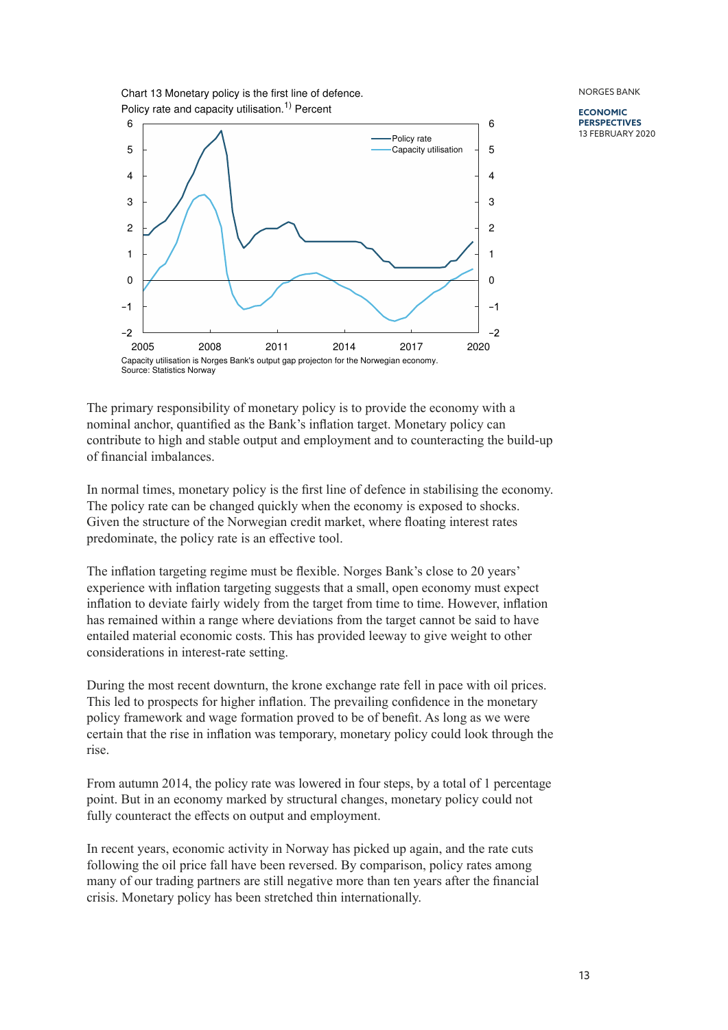Chart 13 Monetary policy is the first line of defence.
Policy rate and capacity utilisation.[1] Percent

Capacity utilisation is Norges Bank's output gap projecton for the Norwegian economy.
Source: Statistics Norway

The primary responsibility of monetary policy is to provide the economy with a nominal anchor, quantified as the Bank's inflation target. Monetary policy can contribute to high and stable output and employment and to counteracting the build-up of financial imbalances.

In normal times, monetary policy is the first line of defence in stabilising the economy. The policy rate can be changed quickly when the economy is exposed to shocks. Given the structure of the Norwegian credit market, where floating interest rates predominate, the policy rate is an effective tool.

The inflation targeting regime must be flexible. Norges Bank's close to 20 years' experience with inflation targeting suggests that a small, open economy must expect inflation to deviate fairly widely from the target from time to time. However, inflation has remained within a range where deviations from the target cannot be said to have entailed material economic costs. This has provided leeway to give weight to other considerations in interest-rate setting.

During the most recent downturn, the krone exchange rate fell in pace with oil prices. This led to prospects for higher inflation. The prevailing confidence in the monetary policy framework and wage formation proved to be of benefit. As long as we were certain that the rise in inflation was temporary, monetary policy could look through the rise.

From autumn 2014, the policy rate was lowered in four steps, by a total of 1 percentage point. But in an economy marked by structural changes, monetary policy could not fully counteract the effects on output and employment.

In recent years, economic activity in Norway has picked up again, and the rate cuts following the oil price fall have been reversed. By comparison, policy rates among many of our trading partners are still negative more than ten years after the financial crisis. Monetary policy has been stretched thin internationally.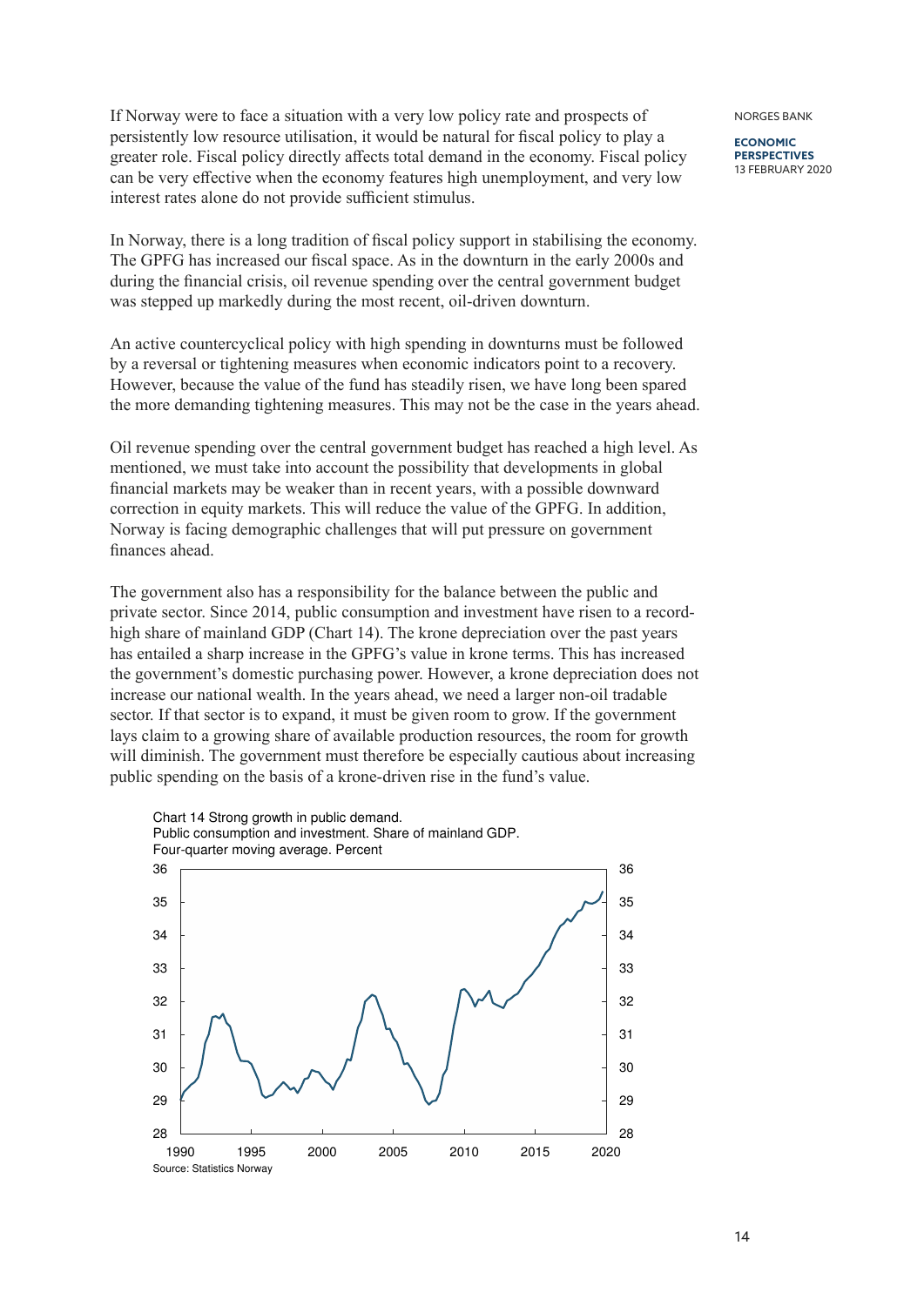If Norway were to face a situation with a very low policy rate and prospects of persistently low resource utilisation, it would be natural for fiscal policy to play a greater role. Fiscal policy directly affects total demand in the economy. Fiscal policy can be very effective when the economy features high unemployment, and very low interest rates alone do not provide sufficient stimulus.

In Norway, there is a long tradition of fiscal policy support in stabilising the economy. The GPFG has increased our fiscal space. As in the downturn in the early 2000s and during the financial crisis, oil revenue spending over the central government budget was stepped up markedly during the most recent, oil-driven downturn.

An active countercyclical policy with high spending in downturns must be followed by a reversal or tightening measures when economic indicators point to a recovery. However, because the value of the fund has steadily risen, we have long been spared the more demanding tightening measures. This may not be the case in the years ahead.

Oil revenue spending over the central government budget has reached a high level. As mentioned, we must take into account the possibility that developments in global financial markets may be weaker than in recent years, with a possible downward correction in equity markets. This will reduce the value of the GPFG. In addition, Norway is facing demographic challenges that will put pressure on government finances ahead.

The government also has a responsibility for the balance between the public and private sector. Since 2014, public consumption and investment have risen to a record-high share of mainland GDP (Chart 14). The krone depreciation over the past years has entailed a sharp increase in the GPFG's value in krone terms. This has increased the government's domestic purchasing power. However, a krone depreciation does not increase our national wealth. In the years ahead, we need a larger non-oil tradable sector. If that sector is to expand, it must be given room to grow. If the government lays claim to a growing share of available production resources, the room for growth will diminish. The government must therefore be especially cautious about increasing public spending on the basis of a krone-driven rise in the fund's value.

Chart 14 Strong growth in public demand.
Public consumption and investment. Share of mainland GDP.
Four-quarter moving average. Percent

Source: Statistics Norway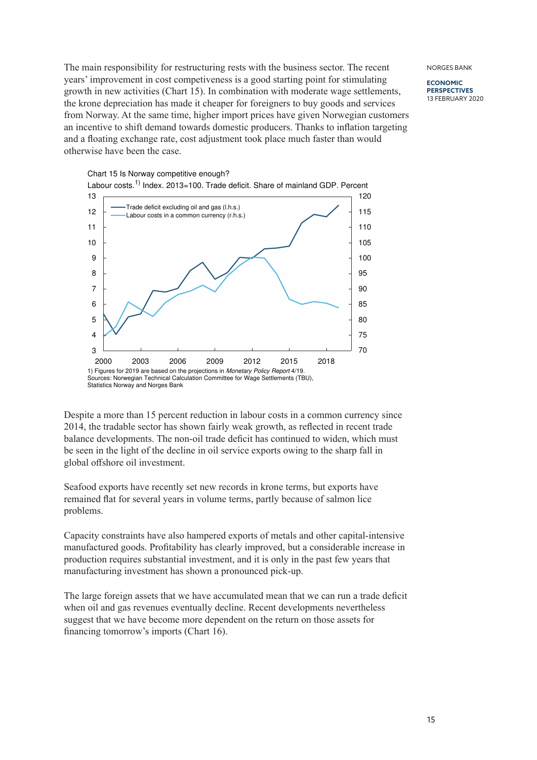The main responsibility for restructuring rests with the business sector. The recent years' improvement in cost competitiveness is a good starting point for stimulating growth in new activities (Chart 15). In combination with moderate wage settlements, the krone depreciation has made it cheaper for foreigners to buy goods and services from Norway. At the same time, higher import prices have given Norwegian customers an incentive to shift demand towards domestic producers. Thanks to inflation targeting and a floating exchange rate, cost adjustment took place much faster than would otherwise have been the case.

Chart 15 Is Norway competitive enough?

Labour costs.[1)] Index. 2013=100. Trade deficit. Share of mainland GDP. Percent

1) Figures for 2019 are based on the projections in *Monetary Policy Report* 4/19.
Sources: Norwegian Technical Calculation Committee for Wage Settlements (TBU), Statistics Norway and Norges Bank

Despite a more than 15 percent reduction in labour costs in a common currency since 2014, the tradable sector has shown fairly weak growth, as reflected in recent trade balance developments. The non-oil trade deficit has continued to widen, which must be seen in the light of the decline in oil service exports owing to the sharp fall in global offshore oil investment.

Seafood exports have recently set new records in krone terms, but exports have remained flat for several years in volume terms, partly because of salmon lice problems.

Capacity constraints have also hampered exports of metals and other capital-intensive manufactured goods. Profitability has clearly improved, but a considerable increase in production requires substantial investment, and it is only in the past few years that manufacturing investment has shown a pronounced pick-up.

The large foreign assets that we have accumulated mean that we can run a trade deficit when oil and gas revenues eventually decline. Recent developments nevertheless suggest that we have become more dependent on the return on those assets for financing tomorrow's imports (Chart 16).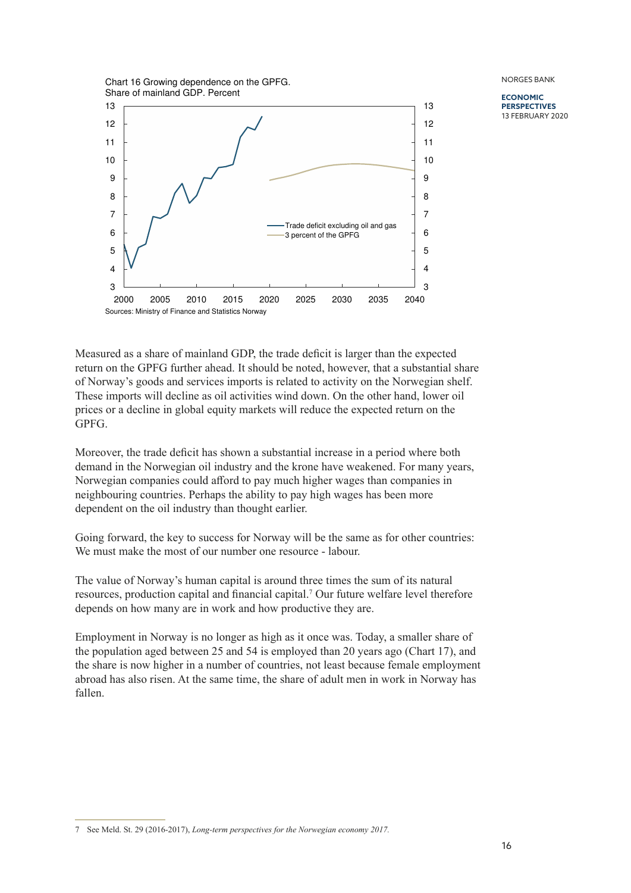Chart 16 Growing dependence on the GPFG.
Share of mainland GDP. Percent

Sources: Ministry of Finance and Statistics Norway

Measured as a share of mainland GDP, the trade deficit is larger than the expected return on the GPFG further ahead. It should be noted, however, that a substantial share of Norway's goods and services imports is related to activity on the Norwegian shelf. These imports will decline as oil activities wind down. On the other hand, lower oil prices or a decline in global equity markets will reduce the expected return on the GPFG.

Moreover, the trade deficit has shown a substantial increase in a period where both demand in the Norwegian oil industry and the krone have weakened. For many years, Norwegian companies could afford to pay much higher wages than companies in neighbouring countries. Perhaps the ability to pay high wages has been more dependent on the oil industry than thought earlier.

Going forward, the key to success for Norway will be the same as for other countries: We must make the most of our number one resource - labour.

The value of Norway's human capital is around three times the sum of its natural resources, production capital and financial capital.[7] Our future welfare level therefore depends on how many are in work and how productive they are.

Employment in Norway is no longer as high as it once was. Today, a smaller share of the population aged between 25 and 54 is employed than 20 years ago (Chart 17), and the share is now higher in a number of countries, not least because female employment abroad has also risen. At the same time, the share of adult men in work in Norway has fallen.

---

7 See Meld. St. 29 (2016-2017), *Long-term perspectives for the Norwegian economy 2017.*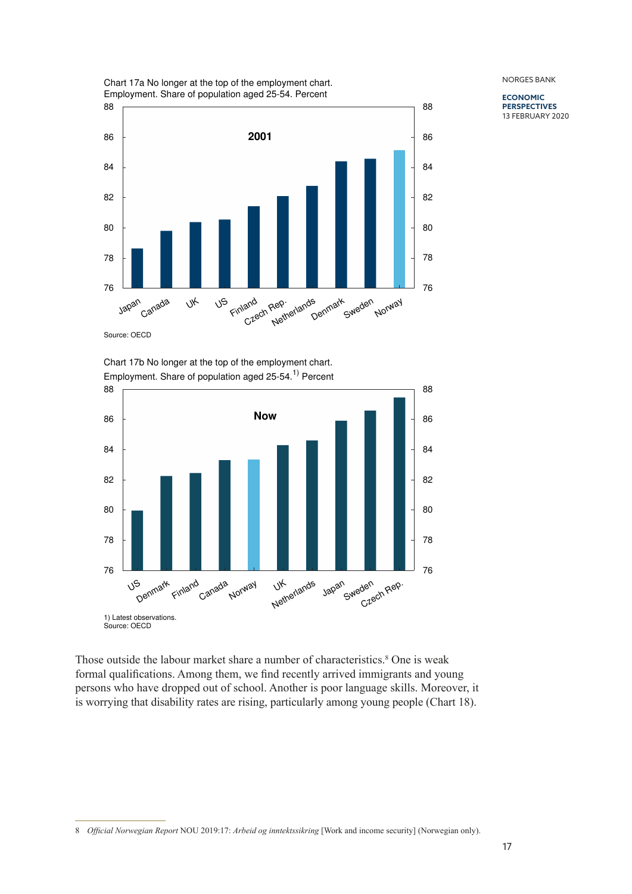Chart 17a No longer at the top of the employment chart.
Employment. Share of population aged 25-54. Percent

Source: OECD

Chart 17b No longer at the top of the employment chart.
Employment. Share of population aged 25-54.[1)] Percent

1) Latest observations.
Source: OECD

Those outside the labour market share a number of characteristics.[8] One is weak formal qualifications. Among them, we find recently arrived immigrants and young persons who have dropped out of school. Another is poor language skills. Moreover, it is worrying that disability rates are rising, particularly among young people (Chart 18).

8 *Official Norwegian Report* NOU 2019:17: *Arbeid og inntektssikring* [Work and income security] (Norwegian only).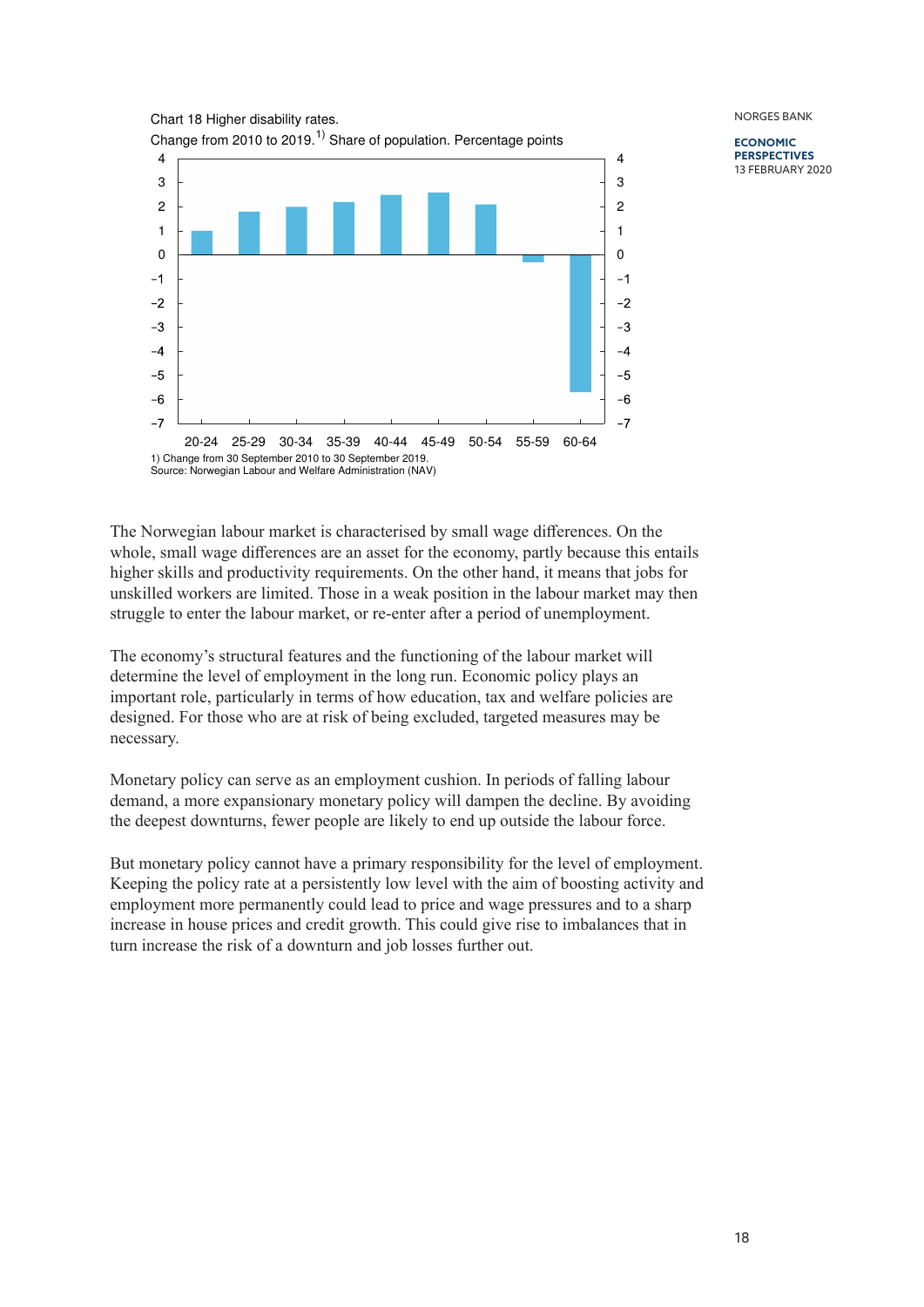Chart 18 Higher disability rates.
Change from 2010 to 2019.[1] Share of population. Percentage points

1) Change from 30 September 2010 to 30 September 2019.
Source: Norwegian Labour and Welfare Administration (NAV)

The Norwegian labour market is characterised by small wage differences. On the whole, small wage differences are an asset for the economy, partly because this entails higher skills and productivity requirements. On the other hand, it means that jobs for unskilled workers are limited. Those in a weak position in the labour market may then struggle to enter the labour market, or re-enter after a period of unemployment.

The economy's structural features and the functioning of the labour market will determine the level of employment in the long run. Economic policy plays an important role, particularly in terms of how education, tax and welfare policies are designed. For those who are at risk of being excluded, targeted measures may be necessary.

Monetary policy can serve as an employment cushion. In periods of falling labour demand, a more expansionary monetary policy will dampen the decline. By avoiding the deepest downturns, fewer people are likely to end up outside the labour force.

But monetary policy cannot have a primary responsibility for the level of employment. Keeping the policy rate at a persistently low level with the aim of boosting activity and employment more permanently could lead to price and wage pressures and to a sharp increase in house prices and credit growth. This could give rise to imbalances that in turn increase the risk of a downturn and job losses further out.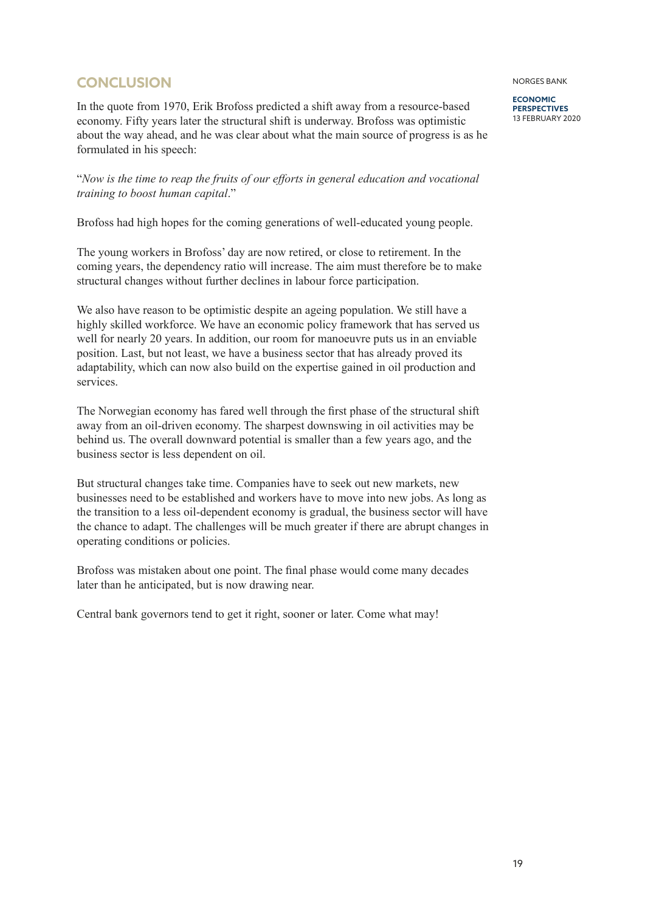## CONCLUSION

In the quote from 1970, Erik Brofoss predicted a shift away from a resource-based economy. Fifty years later the structural shift is underway. Brofoss was optimistic about the way ahead, and he was clear about what the main source of progress is as he formulated in his speech:

"*Now is the time to reap the fruits of our efforts in general education and vocational training to boost human capital*."

Brofoss had high hopes for the coming generations of well-educated young people.

The young workers in Brofoss' day are now retired, or close to retirement. In the coming years, the dependency ratio will increase. The aim must therefore be to make structural changes without further declines in labour force participation.

We also have reason to be optimistic despite an ageing population. We still have a highly skilled workforce. We have an economic policy framework that has served us well for nearly 20 years. In addition, our room for manoeuvre puts us in an enviable position. Last, but not least, we have a business sector that has already proved its adaptability, which can now also build on the expertise gained in oil production and services.

The Norwegian economy has fared well through the first phase of the structural shift away from an oil-driven economy. The sharpest downswing in oil activities may be behind us. The overall downward potential is smaller than a few years ago, and the business sector is less dependent on oil.

But structural changes take time. Companies have to seek out new markets, new businesses need to be established and workers have to move into new jobs. As long as the transition to a less oil-dependent economy is gradual, the business sector will have the chance to adapt. The challenges will be much greater if there are abrupt changes in operating conditions or policies.

Brofoss was mistaken about one point. The final phase would come many decades later than he anticipated, but is now drawing near.

Central bank governors tend to get it right, sooner or later. Come what may!